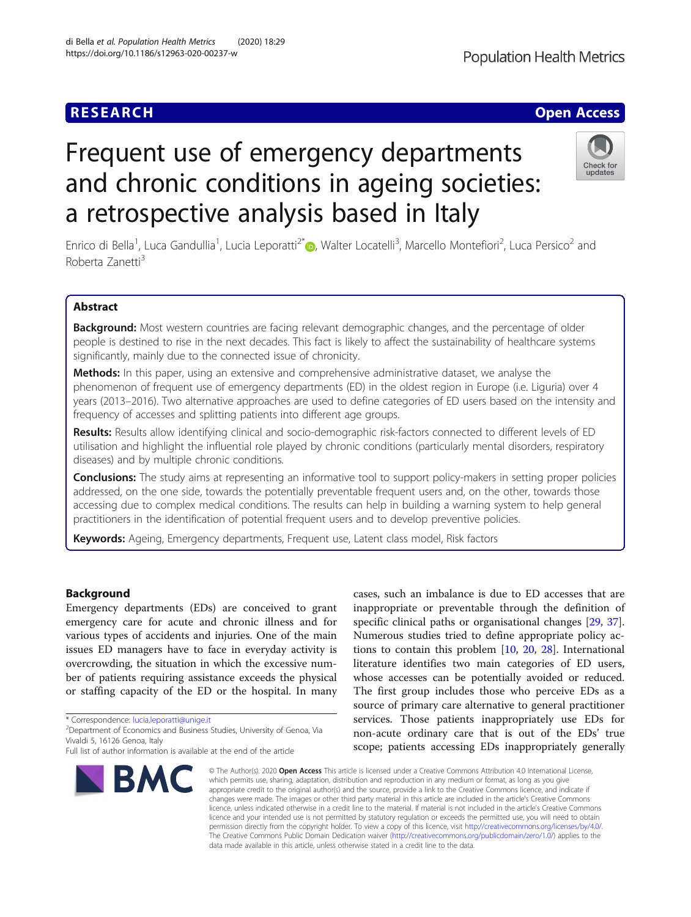RESEARCH

Open Access

# Frequent use of emergency departments and chronic conditions in ageing societies: a retrospective analysis based in Italy

Enrico di Bella[1], Luca Gandullia[1], Lucia Leporatti[2*], Walter Locatelli[3], Marcello Montefiori[2], Luca Persico[2] and Roberta Zanetti[3]

## Abstract

**Background:** Most western countries are facing relevant demographic changes, and the percentage of older people is destined to rise in the next decades. This fact is likely to affect the sustainability of healthcare systems significantly, mainly due to the connected issue of chronicity.

**Methods:** In this paper, using an extensive and comprehensive administrative dataset, we analyse the phenomenon of frequent use of emergency departments (ED) in the oldest region in Europe (i.e. Liguria) over 4 years (2013–2016). Two alternative approaches are used to define categories of ED users based on the intensity and frequency of accesses and splitting patients into different age groups.

**Results:** Results allow identifying clinical and socio-demographic risk-factors connected to different levels of ED utilisation and highlight the influential role played by chronic conditions (particularly mental disorders, respiratory diseases) and by multiple chronic conditions.

**Conclusions:** The study aims at representing an informative tool to support policy-makers in setting proper policies addressed, on the one side, towards the potentially preventable frequent users and, on the other, towards those accessing due to complex medical conditions. The results can help in building a warning system to help general practitioners in the identification of potential frequent users and to develop preventive policies.

**Keywords:** Ageing, Emergency departments, Frequent use, Latent class model, Risk factors

## Background

Emergency departments (EDs) are conceived to grant emergency care for acute and chronic illness and for various types of accidents and injuries. One of the main issues ED managers have to face in everyday activity is overcrowding, the situation in which the excessive number of patients requiring assistance exceeds the physical or staffing capacity of the ED or the hospital. In many cases, such an imbalance is due to ED accesses that are inappropriate or preventable through the definition of specific clinical paths or organisational changes [29, 37]. Numerous studies tried to define appropriate policy actions to contain this problem [10, 20, 28]. International literature identifies two main categories of ED users, whose accesses can be potentially avoided or reduced. The first group includes those who perceive EDs as a source of primary care alternative to general practitioner services. Those patients inappropriately use EDs for non-acute ordinary care that is out of the EDs' true scope; patients accessing EDs inappropriately generally

* Correspondence: lucia.leporatti@unige.it
[2]Department of Economics and Business Studies, University of Genoa, Via Vivaldi 5, 16126 Genoa, Italy
Full list of author information is available at the end of the article

© The Author(s). 2020 **Open Access** This article is licensed under a Creative Commons Attribution 4.0 International License, which permits use, sharing, adaptation, distribution and reproduction in any medium or format, as long as you give appropriate credit to the original author(s) and the source, provide a link to the Creative Commons licence, and indicate if changes were made. The images or other third party material in this article are included in the article's Creative Commons licence, unless indicated otherwise in a credit line to the material. If material is not included in the article's Creative Commons licence and your intended use is not permitted by statutory regulation or exceeds the permitted use, you will need to obtain permission directly from the copyright holder. To view a copy of this licence, visit http://creativecommons.org/licenses/by/4.0/. The Creative Commons Public Domain Dedication waiver (http://creativecommons.org/publicdomain/zero/1.0/) applies to the data made available in this article, unless otherwise stated in a credit line to the data.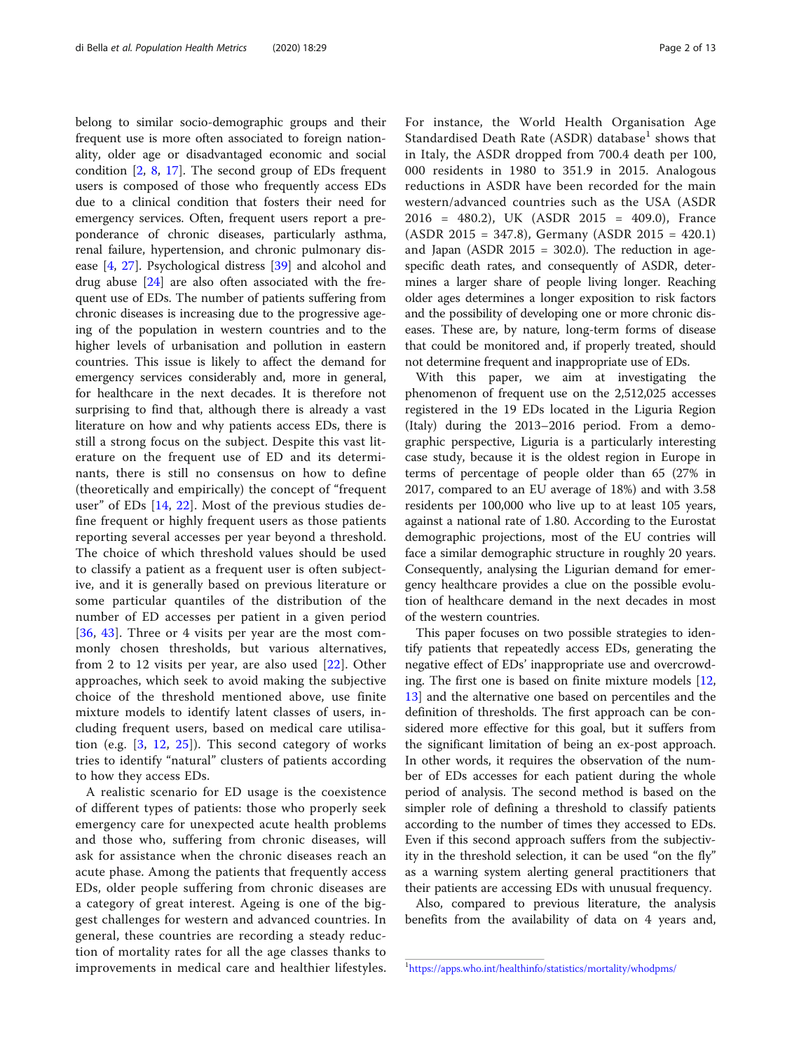belong to similar socio-demographic groups and their frequent use is more often associated to foreign nationality, older age or disadvantaged economic and social condition [2, 8, 17]. The second group of EDs frequent users is composed of those who frequently access EDs due to a clinical condition that fosters their need for emergency services. Often, frequent users report a preponderance of chronic diseases, particularly asthma, renal failure, hypertension, and chronic pulmonary disease [4, 27]. Psychological distress [39] and alcohol and drug abuse [24] are also often associated with the frequent use of EDs. The number of patients suffering from chronic diseases is increasing due to the progressive ageing of the population in western countries and to the higher levels of urbanisation and pollution in eastern countries. This issue is likely to affect the demand for emergency services considerably and, more in general, for healthcare in the next decades. It is therefore not surprising to find that, although there is already a vast literature on how and why patients access EDs, there is still a strong focus on the subject. Despite this vast literature on the frequent use of ED and its determinants, there is still no consensus on how to define (theoretically and empirically) the concept of "frequent user" of EDs [14, 22]. Most of the previous studies define frequent or highly frequent users as those patients reporting several accesses per year beyond a threshold. The choice of which threshold values should be used to classify a patient as a frequent user is often subjective, and it is generally based on previous literature or some particular quantiles of the distribution of the number of ED accesses per patient in a given period [36, 43]. Three or 4 visits per year are the most commonly chosen thresholds, but various alternatives, from 2 to 12 visits per year, are also used [22]. Other approaches, which seek to avoid making the subjective choice of the threshold mentioned above, use finite mixture models to identify latent classes of users, including frequent users, based on medical care utilisation (e.g. [3, 12, 25]). This second category of works tries to identify "natural" clusters of patients according to how they access EDs.

A realistic scenario for ED usage is the coexistence of different types of patients: those who properly seek emergency care for unexpected acute health problems and those who, suffering from chronic diseases, will ask for assistance when the chronic diseases reach an acute phase. Among the patients that frequently access EDs, older people suffering from chronic diseases are a category of great interest. Ageing is one of the biggest challenges for western and advanced countries. In general, these countries are recording a steady reduction of mortality rates for all the age classes thanks to improvements in medical care and healthier lifestyles. For instance, the World Health Organisation Age Standardised Death Rate (ASDR) database[1] shows that in Italy, the ASDR dropped from 700.4 death per 100,000 residents in 1980 to 351.9 in 2015. Analogous reductions in ASDR have been recorded for the main western/advanced countries such as the USA (ASDR 2016 = 480.2), UK (ASDR 2015 = 409.0), France (ASDR 2015 = 347.8), Germany (ASDR 2015 = 420.1) and Japan (ASDR 2015 = 302.0). The reduction in age-specific death rates, and consequently of ASDR, determines a larger share of people living longer. Reaching older ages determines a longer exposition to risk factors and the possibility of developing one or more chronic diseases. These are, by nature, long-term forms of disease that could be monitored and, if properly treated, should not determine frequent and inappropriate use of EDs.

With this paper, we aim at investigating the phenomenon of frequent use on the 2,512,025 accesses registered in the 19 EDs located in the Liguria Region (Italy) during the 2013–2016 period. From a demographic perspective, Liguria is a particularly interesting case study, because it is the oldest region in Europe in terms of percentage of people older than 65 (27% in 2017, compared to an EU average of 18%) and with 3.58 residents per 100,000 who live up to at least 105 years, against a national rate of 1.80. According to the Eurostat demographic projections, most of the EU contries will face a similar demographic structure in roughly 20 years. Consequently, analysing the Ligurian demand for emergency healthcare provides a clue on the possible evolution of healthcare demand in the next decades in most of the western countries.

This paper focuses on two possible strategies to identify patients that repeatedly access EDs, generating the negative effect of EDs' inappropriate use and overcrowding. The first one is based on finite mixture models [12, 13] and the alternative one based on percentiles and the definition of thresholds. The first approach can be considered more effective for this goal, but it suffers from the significant limitation of being an ex-post approach. In other words, it requires the observation of the number of EDs accesses for each patient during the whole period of analysis. The second method is based on the simpler role of defining a threshold to classify patients according to the number of times they accessed to EDs. Even if this second approach suffers from the subjectivity in the threshold selection, it can be used "on the fly" as a warning system alerting general practitioners that their patients are accessing EDs with unusual frequency.

Also, compared to previous literature, the analysis benefits from the availability of data on 4 years and,

[1]https://apps.who.int/healthinfo/statistics/mortality/whodpms/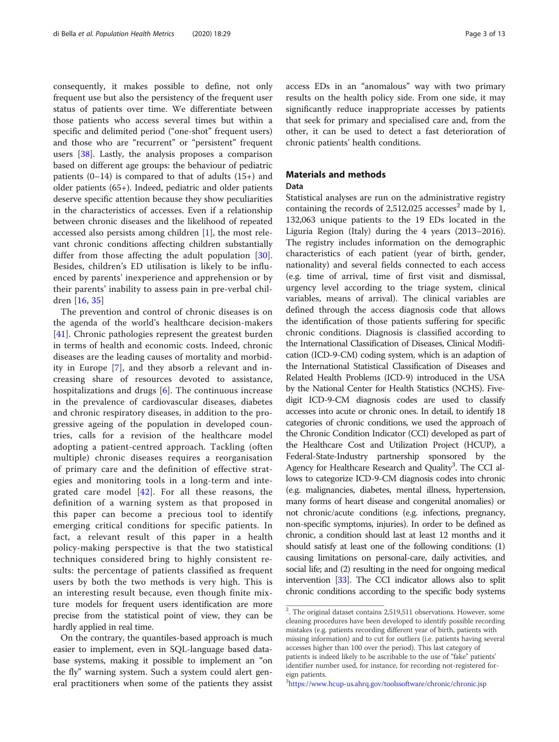consequently, it makes possible to define, not only frequent use but also the persistency of the frequent user status of patients over time. We differentiate between those patients who access several times but within a specific and delimited period ("one-shot" frequent users) and those who are "recurrent" or "persistent" frequent users [38]. Lastly, the analysis proposes a comparison based on different age groups: the behaviour of pediatric patients (0–14) is compared to that of adults (15+) and older patients (65+). Indeed, pediatric and older patients deserve specific attention because they show peculiarities in the characteristics of accesses. Even if a relationship between chronic diseases and the likelihood of repeated accessed also persists among children [1], the most relevant chronic conditions affecting children substantially differ from those affecting the adult population [30]. Besides, children's ED utilisation is likely to be influenced by parents' inexperience and apprehension or by their parents' inability to assess pain in pre-verbal children [16, 35]

The prevention and control of chronic diseases is on the agenda of the world's healthcare decision-makers [41]. Chronic pathologies represent the greatest burden in terms of health and economic costs. Indeed, chronic diseases are the leading causes of mortality and morbidity in Europe [7], and they absorb a relevant and increasing share of resources devoted to assistance, hospitalizations and drugs [6]. The continuous increase in the prevalence of cardiovascular diseases, diabetes and chronic respiratory diseases, in addition to the progressive ageing of the population in developed countries, calls for a revision of the healthcare model adopting a patient-centred approach. Tackling (often multiple) chronic diseases requires a reorganisation of primary care and the definition of effective strategies and monitoring tools in a long-term and integrated care model [42]. For all these reasons, the definition of a warning system as that proposed in this paper can become a precious tool to identify emerging critical conditions for specific patients. In fact, a relevant result of this paper in a health policy-making perspective is that the two statistical techniques considered bring to highly consistent results: the percentage of patients classified as frequent users by both the two methods is very high. This is an interesting result because, even though finite mixture models for frequent users identification are more precise from the statistical point of view, they can be hardly applied in real time.

On the contrary, the quantiles-based approach is much easier to implement, even in SQL-language based database systems, making it possible to implement an "on the fly" warning system. Such a system could alert general practitioners when some of the patients they assist access EDs in an "anomalous" way with two primary results on the health policy side. From one side, it may significantly reduce inappropriate accesses by patients that seek for primary and specialised care and, from the other, it can be used to detect a fast deterioration of chronic patients' health conditions.

## Materials and methods

### Data

Statistical analyses are run on the administrative registry containing the records of 2,512,025 accesses[2] made by 1, 132,063 unique patients to the 19 EDs located in the Liguria Region (Italy) during the 4 years (2013–2016). The registry includes information on the demographic characteristics of each patient (year of birth, gender, nationality) and several fields connected to each access (e.g. time of arrival, time of first visit and dismissal, urgency level according to the triage system, clinical variables, means of arrival). The clinical variables are defined through the access diagnosis code that allows the identification of those patients suffering for specific chronic conditions. Diagnosis is classified according to the International Classification of Diseases, Clinical Modification (ICD-9-CM) coding system, which is an adaption of the International Statistical Classification of Diseases and Related Health Problems (ICD-9) introduced in the USA by the National Center for Health Statistics (NCHS). Five-digit ICD-9-CM diagnosis codes are used to classify accesses into acute or chronic ones. In detail, to identify 18 categories of chronic conditions, we used the approach of the Chronic Condition Indicator (CCI) developed as part of the Healthcare Cost and Utilization Project (HCUP), a Federal-State-Industry partnership sponsored by the Agency for Healthcare Research and Quality[3]. The CCI allows to categorize ICD-9-CM diagnosis codes into chronic (e.g. malignancies, diabetes, mental illness, hypertension, many forms of heart disease and congenital anomalies) or not chronic/acute conditions (e.g. infections, pregnancy, non-specific symptoms, injuries). In order to be defined as chronic, a condition should last at least 12 months and it should satisfy at least one of the following conditions: (1) causing limitations on personal-care, daily activities, and social life; and (2) resulting in the need for ongoing medical intervention [33]. The CCI indicator allows also to split chronic conditions according to the specific body systems

---

[2]. The original dataset contains 2,519,511 observations. However, some cleaning procedures have been developed to identify possible recording mistakes (e.g. patients recording different year of birth, patients with missing information) and to cut for outliers (i.e. patients having several accesses higher than 100 over the period). This last category of patients is indeed likely to be ascribable to the use of "fake" patients' identifier number used, for instance, for recording not-registered foreign patients.

[3] https://www.hcup-us.ahrq.gov/toolssoftware/chronic/chronic.jsp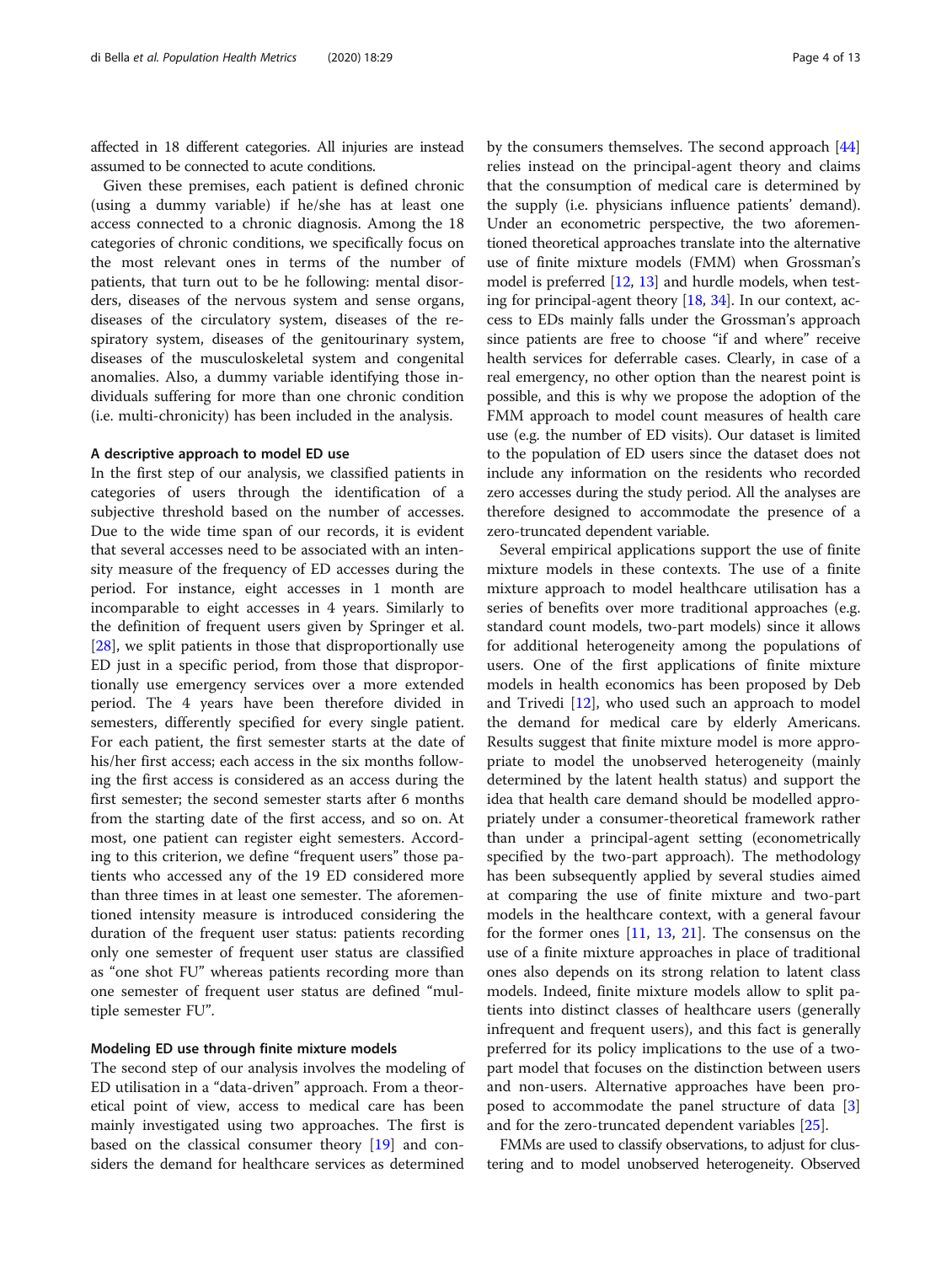affected in 18 different categories. All injuries are instead assumed to be connected to acute conditions.

Given these premises, each patient is defined chronic (using a dummy variable) if he/she has at least one access connected to a chronic diagnosis. Among the 18 categories of chronic conditions, we specifically focus on the most relevant ones in terms of the number of patients, that turn out to be he following: mental disorders, diseases of the nervous system and sense organs, diseases of the circulatory system, diseases of the respiratory system, diseases of the genitourinary system, diseases of the musculoskeletal system and congenital anomalies. Also, a dummy variable identifying those individuals suffering for more than one chronic condition (i.e. multi-chronicity) has been included in the analysis.

#### A descriptive approach to model ED use

In the first step of our analysis, we classified patients in categories of users through the identification of a subjective threshold based on the number of accesses. Due to the wide time span of our records, it is evident that several accesses need to be associated with an intensity measure of the frequency of ED accesses during the period. For instance, eight accesses in 1 month are incomparable to eight accesses in 4 years. Similarly to the definition of frequent users given by Springer et al. [28], we split patients in those that disproportionally use ED just in a specific period, from those that disproportionally use emergency services over a more extended period. The 4 years have been therefore divided in semesters, differently specified for every single patient. For each patient, the first semester starts at the date of his/her first access; each access in the six months following the first access is considered as an access during the first semester; the second semester starts after 6 months from the starting date of the first access, and so on. At most, one patient can register eight semesters. According to this criterion, we define "frequent users" those patients who accessed any of the 19 ED considered more than three times in at least one semester. The aforementioned intensity measure is introduced considering the duration of the frequent user status: patients recording only one semester of frequent user status are classified as "one shot FU" whereas patients recording more than one semester of frequent user status are defined "multiple semester FU".

#### Modeling ED use through finite mixture models

The second step of our analysis involves the modeling of ED utilisation in a "data-driven" approach. From a theoretical point of view, access to medical care has been mainly investigated using two approaches. The first is based on the classical consumer theory [19] and considers the demand for healthcare services as determined by the consumers themselves. The second approach [44] relies instead on the principal-agent theory and claims that the consumption of medical care is determined by the supply (i.e. physicians influence patients' demand). Under an econometric perspective, the two aforementioned theoretical approaches translate into the alternative use of finite mixture models (FMM) when Grossman's model is preferred [12, 13] and hurdle models, when testing for principal-agent theory [18, 34]. In our context, access to EDs mainly falls under the Grossman's approach since patients are free to choose "if and where" receive health services for deferrable cases. Clearly, in case of a real emergency, no other option than the nearest point is possible, and this is why we propose the adoption of the FMM approach to model count measures of health care use (e.g. the number of ED visits). Our dataset is limited to the population of ED users since the dataset does not include any information on the residents who recorded zero accesses during the study period. All the analyses are therefore designed to accommodate the presence of a zero-truncated dependent variable.

Several empirical applications support the use of finite mixture models in these contexts. The use of a finite mixture approach to model healthcare utilisation has a series of benefits over more traditional approaches (e.g. standard count models, two-part models) since it allows for additional heterogeneity among the populations of users. One of the first applications of finite mixture models in health economics has been proposed by Deb and Trivedi [12], who used such an approach to model the demand for medical care by elderly Americans. Results suggest that finite mixture model is more appropriate to model the unobserved heterogeneity (mainly determined by the latent health status) and support the idea that health care demand should be modelled appropriately under a consumer-theoretical framework rather than under a principal-agent setting (econometrically specified by the two-part approach). The methodology has been subsequently applied by several studies aimed at comparing the use of finite mixture and two-part models in the healthcare context, with a general favour for the former ones [11, 13, 21]. The consensus on the use of a finite mixture approaches in place of traditional ones also depends on its strong relation to latent class models. Indeed, finite mixture models allow to split patients into distinct classes of healthcare users (generally infrequent and frequent users), and this fact is generally preferred for its policy implications to the use of a two-part model that focuses on the distinction between users and non-users. Alternative approaches have been proposed to accommodate the panel structure of data [3] and for the zero-truncated dependent variables [25].

FMMs are used to classify observations, to adjust for clustering and to model unobserved heterogeneity. Observed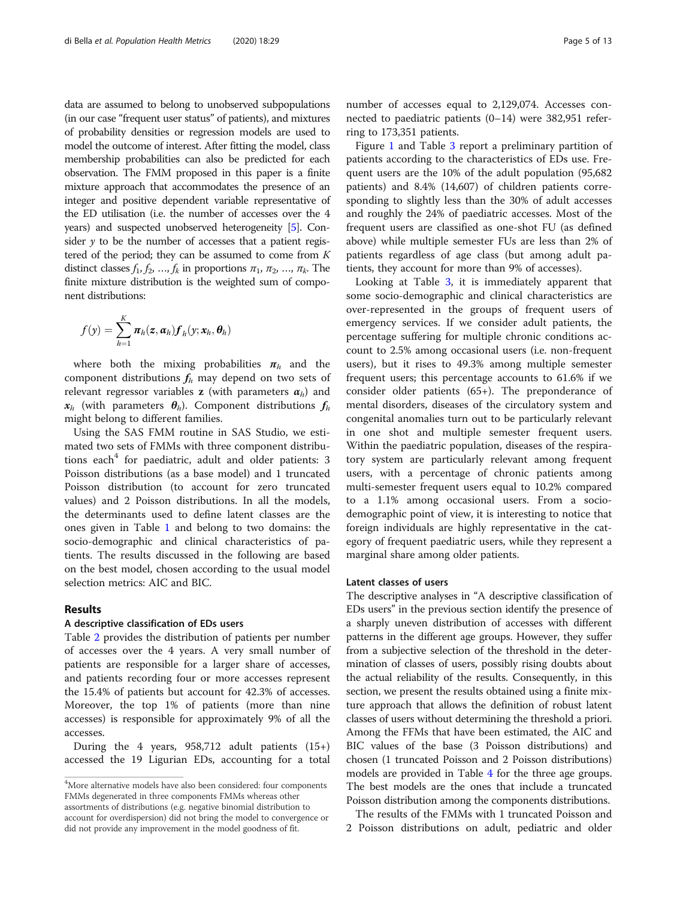data are assumed to belong to unobserved subpopulations (in our case "frequent user status" of patients), and mixtures of probability densities or regression models are used to model the outcome of interest. After fitting the model, class membership probabilities can also be predicted for each observation. The FMM proposed in this paper is a finite mixture approach that accommodates the presence of an integer and positive dependent variable representative of the ED utilisation (i.e. the number of accesses over the 4 years) and suspected unobserved heterogeneity [5]. Consider $y$ to be the number of accesses that a patient registered of the period; they can be assumed to come from $K$ distinct classes $f_1, f_2, \ldots, f_k$ in proportions $\pi_1, \pi_2, \ldots, \pi_k$. The finite mixture distribution is the weighted sum of component distributions:

$$f(y) = \sum_{h=1}^{K} \boldsymbol{\pi}_h(\boldsymbol{z}, \boldsymbol{\alpha}_h) \boldsymbol{f}_h(y; \boldsymbol{x}_h, \boldsymbol{\theta}_h)$$

where both the mixing probabilities $\boldsymbol{\pi}_h$ and the component distributions $\boldsymbol{f}_h$ may depend on two sets of relevant regressor variables $\mathbf{z}$ (with parameters $\boldsymbol{\alpha}_h$) and $\boldsymbol{x}_h$ (with parameters $\boldsymbol{\theta}_h$). Component distributions $\boldsymbol{f}_h$ might belong to different families.

Using the SAS FMM routine in SAS Studio, we estimated two sets of FMMs with three component distributions each[4] for paediatric, adult and older patients: 3 Poisson distributions (as a base model) and 1 truncated Poisson distribution (to account for zero truncated values) and 2 Poisson distributions. In all the models, the determinants used to define latent classes are the ones given in Table 1 and belong to two domains: the socio-demographic and clinical characteristics of patients. The results discussed in the following are based on the best model, chosen according to the usual model selection metrics: AIC and BIC.

## Results

### A descriptive classification of EDs users

Table 2 provides the distribution of patients per number of accesses over the 4 years. A very small number of patients are responsible for a larger share of accesses, and patients recording four or more accesses represent the 15.4% of patients but account for 42.3% of accesses. Moreover, the top 1% of patients (more than nine accesses) is responsible for approximately 9% of all the accesses.

During the 4 years, 958,712 adult patients (15+) accessed the 19 Ligurian EDs, accounting for a total number of accesses equal to 2,129,074. Accesses connected to paediatric patients (0–14) were 382,951 referring to 173,351 patients.

Figure 1 and Table 3 report a preliminary partition of patients according to the characteristics of EDs use. Frequent users are the 10% of the adult population (95,682 patients) and 8.4% (14,607) of children patients corresponding to slightly less than the 30% of adult accesses and roughly the 24% of paediatric accesses. Most of the frequent users are classified as one-shot FU (as defined above) while multiple semester FUs are less than 2% of patients regardless of age class (but among adult patients, they account for more than 9% of accesses).

Looking at Table 3, it is immediately apparent that some socio-demographic and clinical characteristics are over-represented in the groups of frequent users of emergency services. If we consider adult patients, the percentage suffering for multiple chronic conditions account to 2.5% among occasional users (i.e. non-frequent users), but it rises to 49.3% among multiple semester frequent users; this percentage accounts to 61.6% if we consider older patients (65+). The preponderance of mental disorders, diseases of the circulatory system and congenital anomalies turn out to be particularly relevant in one shot and multiple semester frequent users. Within the paediatric population, diseases of the respiratory system are particularly relevant among frequent users, with a percentage of chronic patients among multi-semester frequent users equal to 10.2% compared to a 1.1% among occasional users. From a socio-demographic point of view, it is interesting to notice that foreign individuals are highly representative in the category of frequent paediatric users, while they represent a marginal share among older patients.

### Latent classes of users

The descriptive analyses in "A descriptive classification of EDs users" in the previous section identify the presence of a sharply uneven distribution of accesses with different patterns in the different age groups. However, they suffer from a subjective selection of the threshold in the determination of classes of users, possibly rising doubts about the actual reliability of the results. Consequently, in this section, we present the results obtained using a finite mixture approach that allows the definition of robust latent classes of users without determining the threshold a priori. Among the FFMs that have been estimated, the AIC and BIC values of the base (3 Poisson distributions) and chosen (1 truncated Poisson and 2 Poisson distributions) models are provided in Table 4 for the three age groups. The best models are the ones that include a truncated Poisson distribution among the components distributions.

The results of the FMMs with 1 truncated Poisson and 2 Poisson distributions on adult, pediatric and older

[4]More alternative models have also been considered: four components FMMs degenerated in three components FMMs whereas other assortments of distributions (e.g. negative binomial distribution to account for overdispersion) did not bring the model to convergence or did not provide any improvement in the model goodness of fit.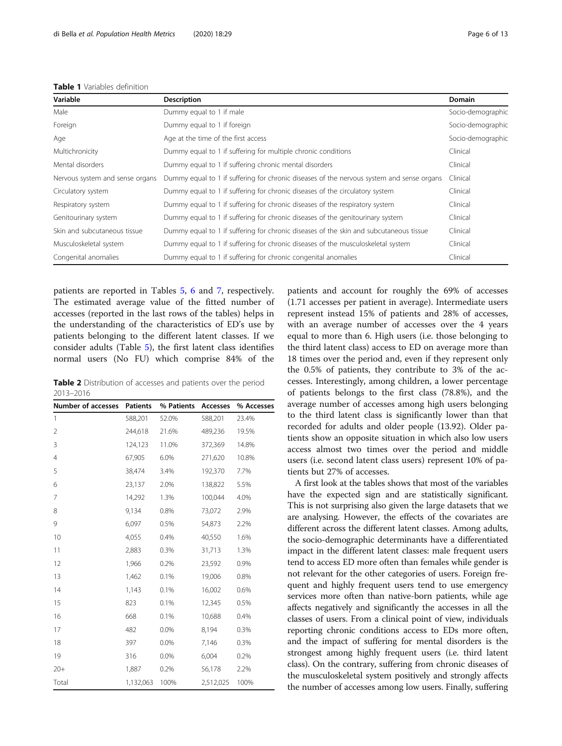**Table 1** Variables definition

| Variable | Description | Domain |
|---|---|---|
| Male | Dummy equal to 1 if male | Socio-demographic |
| Foreign | Dummy equal to 1 if foreign | Socio-demographic |
| Age | Age at the time of the first access | Socio-demographic |
| Multichronicity | Dummy equal to 1 if suffering for multiple chronic conditions | Clinical |
| Mental disorders | Dummy equal to 1 if suffering chronic mental disorders | Clinical |
| Nervous system and sense organs | Dummy equal to 1 if suffering for chronic diseases of the nervous system and sense organs | Clinical |
| Circulatory system | Dummy equal to 1 if suffering for chronic diseases of the circulatory system | Clinical |
| Respiratory system | Dummy equal to 1 if suffering for chronic diseases of the respiratory system | Clinical |
| Genitourinary system | Dummy equal to 1 if suffering for chronic diseases of the genitourinary system | Clinical |
| Skin and subcutaneous tissue | Dummy equal to 1 if suffering for chronic diseases of the skin and subcutaneous tissue | Clinical |
| Musculoskeletal system | Dummy equal to 1 if suffering for chronic diseases of the musculoskeletal system | Clinical |
| Congenital anomalies | Dummy equal to 1 if suffering for chronic congenital anomalies | Clinical |

patients are reported in Tables 5, 6 and 7, respectively. The estimated average value of the fitted number of accesses (reported in the last rows of the tables) helps in the understanding of the characteristics of ED's use by patients belonging to the different latent classes. If we consider adults (Table 5), the first latent class identifies normal users (No FU) which comprise 84% of the patients and account for roughly the 69% of accesses (1.71 accesses per patient in average). Intermediate users represent instead 15% of patients and 28% of accesses, with an average number of accesses over the 4 years equal to more than 6. High users (i.e. those belonging to the third latent class) access to ED on average more than 18 times over the period and, even if they represent only the 0.5% of patients, they contribute to 3% of the accesses. Interestingly, among children, a lower percentage of patients belongs to the first class (78.8%), and the average number of accesses among high users belonging to the third latent class is significantly lower than that recorded for adults and older people (13.92). Older patients show an opposite situation in which also low users access almost two times over the period and middle users (i.e. second latent class users) represent 10% of patients but 27% of accesses.

**Table 2** Distribution of accesses and patients over the period 2013–2016

| Number of accesses | Patients | % Patients | Accesses | % Accesses |
|---|---|---|---|---|
| 1 | 588,201 | 52.0% | 588,201 | 23.4% |
| 2 | 244,618 | 21.6% | 489,236 | 19.5% |
| 3 | 124,123 | 11.0% | 372,369 | 14.8% |
| 4 | 67,905 | 6.0% | 271,620 | 10.8% |
| 5 | 38,474 | 3.4% | 192,370 | 7.7% |
| 6 | 23,137 | 2.0% | 138,822 | 5.5% |
| 7 | 14,292 | 1.3% | 100,044 | 4.0% |
| 8 | 9,134 | 0.8% | 73,072 | 2.9% |
| 9 | 6,097 | 0.5% | 54,873 | 2.2% |
| 10 | 4,055 | 0.4% | 40,550 | 1.6% |
| 11 | 2,883 | 0.3% | 31,713 | 1.3% |
| 12 | 1,966 | 0.2% | 23,592 | 0.9% |
| 13 | 1,462 | 0.1% | 19,006 | 0.8% |
| 14 | 1,143 | 0.1% | 16,002 | 0.6% |
| 15 | 823 | 0.1% | 12,345 | 0.5% |
| 16 | 668 | 0.1% | 10,688 | 0.4% |
| 17 | 482 | 0.0% | 8,194 | 0.3% |
| 18 | 397 | 0.0% | 7,146 | 0.3% |
| 19 | 316 | 0.0% | 6,004 | 0.2% |
| 20+ | 1,887 | 0.2% | 56,178 | 2.2% |
| Total | 1,132,063 | 100% | 2,512,025 | 100% |

A first look at the tables shows that most of the variables have the expected sign and are statistically significant. This is not surprising also given the large datasets that we are analysing. However, the effects of the covariates are different across the different latent classes. Among adults, the socio-demographic determinants have a differentiated impact in the different latent classes: male frequent users tend to access ED more often than females while gender is not relevant for the other categories of users. Foreign frequent and highly frequent users tend to use emergency services more often than native-born patients, while age affects negatively and significantly the accesses in all the classes of users. From a clinical point of view, individuals reporting chronic conditions access to EDs more often, and the impact of suffering for mental disorders is the strongest among highly frequent users (i.e. third latent class). On the contrary, suffering from chronic diseases of the musculoskeletal system positively and strongly affects the number of accesses among low users. Finally, suffering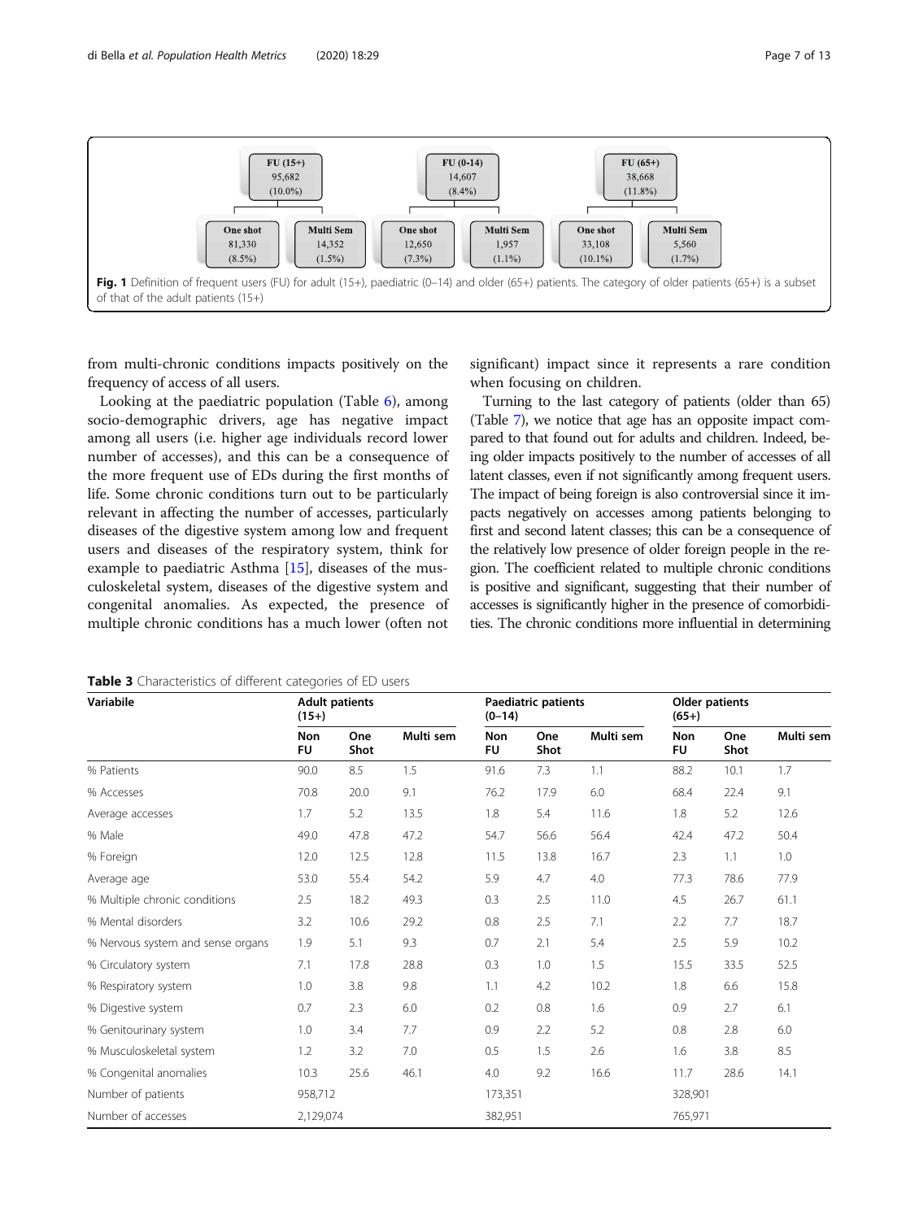FU (15+)
95,682
(10.0%)

One shot
81,330
(8.5%)

Multi Sem
14,352
(1.5%)

FU (0-14)
14,607
(8.4%)

One shot
12,650
(7.3%)

Multi Sem
1,957
(1.1%)

FU (65+)
38,668
(11.8%)

One shot
33,108
(10.1%)

Multi Sem
5,560
(1.7%)

**Fig. 1** Definition of frequent users (FU) for adult (15+), paediatric (0–14) and older (65+) patients. The category of older patients (65+) is a subset of that of the adult patients (15+)

from multi-chronic conditions impacts positively on the frequency of access of all users.

Looking at the paediatric population (Table 6), among socio-demographic drivers, age has negative impact among all users (i.e. higher age individuals record lower number of accesses), and this can be a consequence of the more frequent use of EDs during the first months of life. Some chronic conditions turn out to be particularly relevant in affecting the number of accesses, particularly diseases of the digestive system among low and frequent users and diseases of the respiratory system, think for example to paediatric Asthma [15], diseases of the musculoskeletal system, diseases of the digestive system and congenital anomalies. As expected, the presence of multiple chronic conditions has a much lower (often not significant) impact since it represents a rare condition when focusing on children.

Turning to the last category of patients (older than 65) (Table 7), we notice that age has an opposite impact compared to that found out for adults and children. Indeed, being older impacts positively to the number of accesses of all latent classes, even if not significantly among frequent users. The impact of being foreign is also controversial since it impacts negatively on accesses among patients belonging to first and second latent classes; this can be a consequence of the relatively low presence of older foreign people in the region. The coefficient related to multiple chronic conditions is positive and significant, suggesting that their number of accesses is significantly higher in the presence of comorbidities. The chronic conditions more influential in determining

**Table 3** Characteristics of different categories of ED users

| Variabile | Adult patients (15+) | | | Paediatric patients (0–14) | | | Older patients (65+) | | |
|---|---|---|---|---|---|---|---|---|---|
| | Non FU | One Shot | Multi sem | Non FU | One Shot | Multi sem | Non FU | One Shot | Multi sem |
| % Patients | 90.0 | 8.5 | 1.5 | 91.6 | 7.3 | 1.1 | 88.2 | 10.1 | 1.7 |
| % Accesses | 70.8 | 20.0 | 9.1 | 76.2 | 17.9 | 6.0 | 68.4 | 22.4 | 9.1 |
| Average accesses | 1.7 | 5.2 | 13.5 | 1.8 | 5.4 | 11.6 | 1.8 | 5.2 | 12.6 |
| % Male | 49.0 | 47.8 | 47.2 | 54.7 | 56.6 | 56.4 | 42.4 | 47.2 | 50.4 |
| % Foreign | 12.0 | 12.5 | 12.8 | 11.5 | 13.8 | 16.7 | 2.3 | 1.1 | 1.0 |
| Average age | 53.0 | 55.4 | 54.2 | 5.9 | 4.7 | 4.0 | 77.3 | 78.6 | 77.9 |
| % Multiple chronic conditions | 2.5 | 18.2 | 49.3 | 0.3 | 2.5 | 11.0 | 4.5 | 26.7 | 61.1 |
| % Mental disorders | 3.2 | 10.6 | 29.2 | 0.8 | 2.5 | 7.1 | 2.2 | 7.7 | 18.7 |
| % Nervous system and sense organs | 1.9 | 5.1 | 9.3 | 0.7 | 2.1 | 5.4 | 2.5 | 5.9 | 10.2 |
| % Circulatory system | 7.1 | 17.8 | 28.8 | 0.3 | 1.0 | 1.5 | 15.5 | 33.5 | 52.5 |
| % Respiratory system | 1.0 | 3.8 | 9.8 | 1.1 | 4.2 | 10.2 | 1.8 | 6.6 | 15.8 |
| % Digestive system | 0.7 | 2.3 | 6.0 | 0.2 | 0.8 | 1.6 | 0.9 | 2.7 | 6.1 |
| % Genitourinary system | 1.0 | 3.4 | 7.7 | 0.9 | 2.2 | 5.2 | 0.8 | 2.8 | 6.0 |
| % Musculoskeletal system | 1.2 | 3.2 | 7.0 | 0.5 | 1.5 | 2.6 | 1.6 | 3.8 | 8.5 |
| % Congenital anomalies | 10.3 | 25.6 | 46.1 | 4.0 | 9.2 | 16.6 | 11.7 | 28.6 | 14.1 |
| Number of patients | 958,712 | | | 173,351 | | | 328,901 | | |
| Number of accesses | 2,129,074 | | | 382,951 | | | 765,971 | | |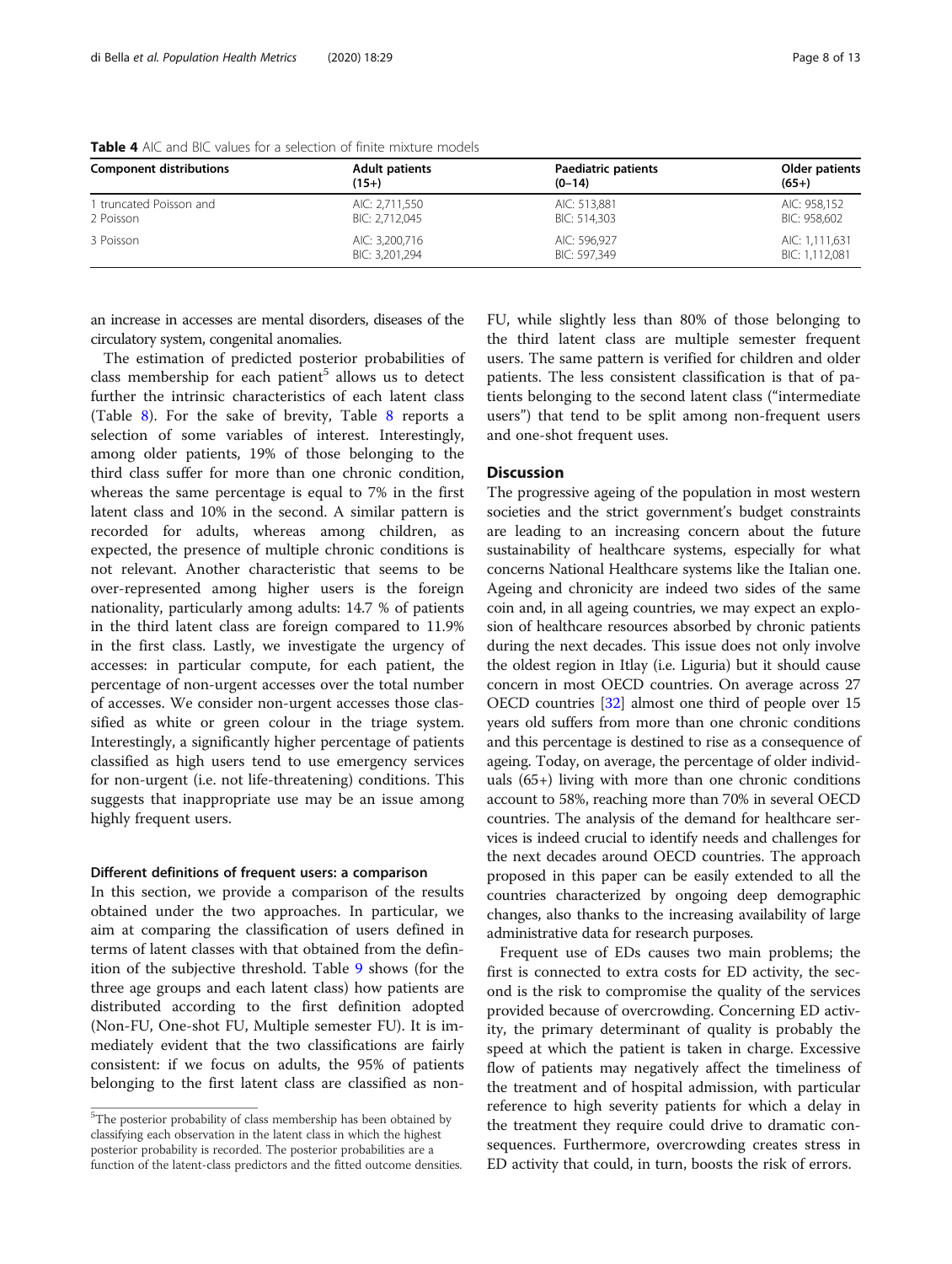**Table 4** AIC and BIC values for a selection of finite mixture models

| Component distributions | Adult patients (15+) | Paediatric patients (0–14) | Older patients (65+) |
|---|---|---|---|
| 1 truncated Poisson and 2 Poisson | AIC: 2,711,550<br>BIC: 2,712,045 | AIC: 513,881<br>BIC: 514,303 | AIC: 958,152<br>BIC: 958,602 |
| 3 Poisson | AIC: 3,200,716<br>BIC: 3,201,294 | AIC: 596,927<br>BIC: 597,349 | AIC: 1,111,631<br>BIC: 1,112,081 |

an increase in accesses are mental disorders, diseases of the circulatory system, congenital anomalies.

The estimation of predicted posterior probabilities of class membership for each patient[5] allows us to detect further the intrinsic characteristics of each latent class (Table 8). For the sake of brevity, Table 8 reports a selection of some variables of interest. Interestingly, among older patients, 19% of those belonging to the third class suffer for more than one chronic condition, whereas the same percentage is equal to 7% in the first latent class and 10% in the second. A similar pattern is recorded for adults, whereas among children, as expected, the presence of multiple chronic conditions is not relevant. Another characteristic that seems to be over-represented among higher users is the foreign nationality, particularly among adults: 14.7 % of patients in the third latent class are foreign compared to 11.9% in the first class. Lastly, we investigate the urgency of accesses: in particular compute, for each patient, the percentage of non-urgent accesses over the total number of accesses. We consider non-urgent accesses those classified as white or green colour in the triage system. Interestingly, a significantly higher percentage of patients classified as high users tend to use emergency services for non-urgent (i.e. not life-threatening) conditions. This suggests that inappropriate use may be an issue among highly frequent users.

### Different definitions of frequent users: a comparison

In this section, we provide a comparison of the results obtained under the two approaches. In particular, we aim at comparing the classification of users defined in terms of latent classes with that obtained from the definition of the subjective threshold. Table 9 shows (for the three age groups and each latent class) how patients are distributed according to the first definition adopted (Non-FU, One-shot FU, Multiple semester FU). It is immediately evident that the two classifications are fairly consistent: if we focus on adults, the 95% of patients belonging to the first latent class are classified as non-FU, while slightly less than 80% of those belonging to the third latent class are multiple semester frequent users. The same pattern is verified for children and older patients. The less consistent classification is that of patients belonging to the second latent class ("intermediate users") that tend to be split among non-frequent users and one-shot frequent uses.

## Discussion

The progressive ageing of the population in most western societies and the strict government's budget constraints are leading to an increasing concern about the future sustainability of healthcare systems, especially for what concerns National Healthcare systems like the Italian one. Ageing and chronicity are indeed two sides of the same coin and, in all ageing countries, we may expect an explosion of healthcare resources absorbed by chronic patients during the next decades. This issue does not only involve the oldest region in Itlay (i.e. Liguria) but it should cause concern in most OECD countries. On average across 27 OECD countries [32] almost one third of people over 15 years old suffers from more than one chronic conditions and this percentage is destined to rise as a consequence of ageing. Today, on average, the percentage of older individuals (65+) living with more than one chronic conditions account to 58%, reaching more than 70% in several OECD countries. The analysis of the demand for healthcare services is indeed crucial to identify needs and challenges for the next decades around OECD countries. The approach proposed in this paper can be easily extended to all the countries characterized by ongoing deep demographic changes, also thanks to the increasing availability of large administrative data for research purposes.

Frequent use of EDs causes two main problems; the first is connected to extra costs for ED activity, the second is the risk to compromise the quality of the services provided because of overcrowding. Concerning ED activity, the primary determinant of quality is probably the speed at which the patient is taken in charge. Excessive flow of patients may negatively affect the timeliness of the treatment and of hospital admission, with particular reference to high severity patients for which a delay in the treatment they require could drive to dramatic consequences. Furthermore, overcrowding creates stress in ED activity that could, in turn, boosts the risk of errors.

[5] The posterior probability of class membership has been obtained by classifying each observation in the latent class in which the highest posterior probability is recorded. The posterior probabilities are a function of the latent-class predictors and the fitted outcome densities.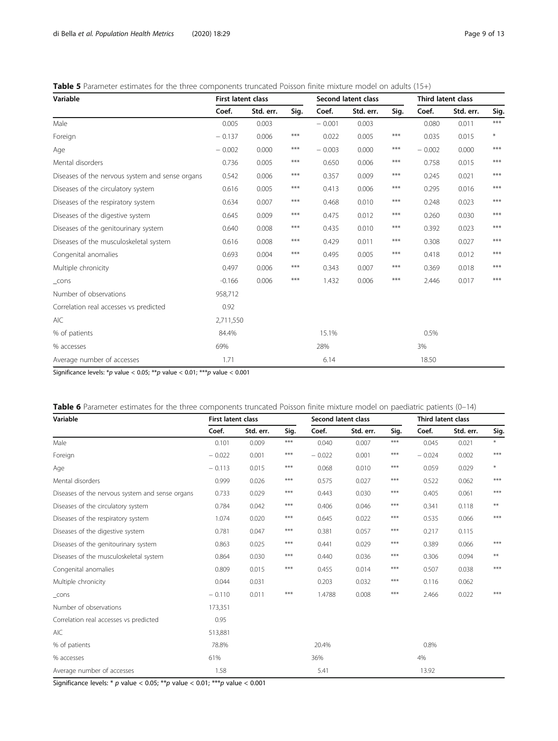**Table 5** Parameter estimates for the three components truncated Poisson finite mixture model on adults (15+)

| Variable | First latent class | | | Second latent class | | | Third latent class | | |
|---|---|---|---|---|---|---|---|---|---|
| | Coef. | Std. err. | Sig. | Coef. | Std. err. | Sig. | Coef. | Std. err. | Sig. |
| Male | 0.005 | 0.003 | | − 0.001 | 0.003 | | 0.080 | 0.011 | *** |
| Foreign | − 0.137 | 0.006 | *** | 0.022 | 0.005 | *** | 0.035 | 0.015 | * |
| Age | − 0.002 | 0.000 | *** | − 0.003 | 0.000 | *** | − 0.002 | 0.000 | *** |
| Mental disorders | 0.736 | 0.005 | *** | 0.650 | 0.006 | *** | 0.758 | 0.015 | *** |
| Diseases of the nervous system and sense organs | 0.542 | 0.006 | *** | 0.357 | 0.009 | *** | 0.245 | 0.021 | *** |
| Diseases of the circulatory system | 0.616 | 0.005 | *** | 0.413 | 0.006 | *** | 0.295 | 0.016 | *** |
| Diseases of the respiratory system | 0.634 | 0.007 | *** | 0.468 | 0.010 | *** | 0.248 | 0.023 | *** |
| Diseases of the digestive system | 0.645 | 0.009 | *** | 0.475 | 0.012 | *** | 0.260 | 0.030 | *** |
| Diseases of the genitourinary system | 0.640 | 0.008 | *** | 0.435 | 0.010 | *** | 0.392 | 0.023 | *** |
| Diseases of the musculoskeletal system | 0.616 | 0.008 | *** | 0.429 | 0.011 | *** | 0.308 | 0.027 | *** |
| Congenital anomalies | 0.693 | 0.004 | *** | 0.495 | 0.005 | *** | 0.418 | 0.012 | *** |
| Multiple chronicity | 0.497 | 0.006 | *** | 0.343 | 0.007 | *** | 0.369 | 0.018 | *** |
| _cons | -0.166 | 0.006 | *** | 1.432 | 0.006 | *** | 2.446 | 0.017 | *** |
| Number of observations | 958,712 | | | | | | | | |
| Correlation real accesses vs predicted | 0.92 | | | | | | | | |
| AIC | 2,711,550 | | | | | | | | |
| % of patients | 84.4% | | | 15.1% | | | 0.5% | | |
| % accesses | 69% | | | 28% | | | 3% | | |
| Average number of accesses | 1.71 | | | 6.14 | | | 18.50 | | |

Significance levels: *$p$ value < 0.05; **$p$ value < 0.01; ***$p$ value < 0.001

**Table 6** Parameter estimates for the three components truncated Poisson finite mixture model on paediatric patients (0–14)

| Variable | First latent class | | | Second latent class | | | Third latent class | | |
|---|---|---|---|---|---|---|---|---|---|
| | Coef. | Std. err. | Sig. | Coef. | Std. err. | Sig. | Coef. | Std. err. | Sig. |
| Male | 0.101 | 0.009 | *** | 0.040 | 0.007 | *** | 0.045 | 0.021 | * |
| Foreign | − 0.022 | 0.001 | *** | − 0.022 | 0.001 | *** | − 0.024 | 0.002 | *** |
| Age | − 0.113 | 0.015 | *** | 0.068 | 0.010 | *** | 0.059 | 0.029 | * |
| Mental disorders | 0.999 | 0.026 | *** | 0.575 | 0.027 | *** | 0.522 | 0.062 | *** |
| Diseases of the nervous system and sense organs | 0.733 | 0.029 | *** | 0.443 | 0.030 | *** | 0.405 | 0.061 | *** |
| Diseases of the circulatory system | 0.784 | 0.042 | *** | 0.406 | 0.046 | *** | 0.341 | 0.118 | ** |
| Diseases of the respiratory system | 1.074 | 0.020 | *** | 0.645 | 0.022 | *** | 0.535 | 0.066 | *** |
| Diseases of the digestive system | 0.781 | 0.047 | *** | 0.381 | 0.057 | *** | 0.217 | 0.115 | |
| Diseases of the genitourinary system | 0.863 | 0.025 | *** | 0.441 | 0.029 | *** | 0.389 | 0.066 | *** |
| Diseases of the musculoskeletal system | 0.864 | 0.030 | *** | 0.440 | 0.036 | *** | 0.306 | 0.094 | ** |
| Congenital anomalies | 0.809 | 0.015 | *** | 0.455 | 0.014 | *** | 0.507 | 0.038 | *** |
| Multiple chronicity | 0.044 | 0.031 | | 0.203 | 0.032 | *** | 0.116 | 0.062 | |
| _cons | − 0.110 | 0.011 | *** | 1.4788 | 0.008 | *** | 2.466 | 0.022 | *** |
| Number of observations | 173,351 | | | | | | | | |
| Correlation real accesses vs predicted | 0.95 | | | | | | | | |
| AIC | 513,881 | | | | | | | | |
| % of patients | 78.8% | | | 20.4% | | | 0.8% | | |
| % accesses | 61% | | | 36% | | | 4% | | |
| Average number of accesses | 1.58 | | | 5.41 | | | 13.92 | | |

Significance levels: * $p$ value < 0.05; **$p$ value < 0.01; ***$p$ value < 0.001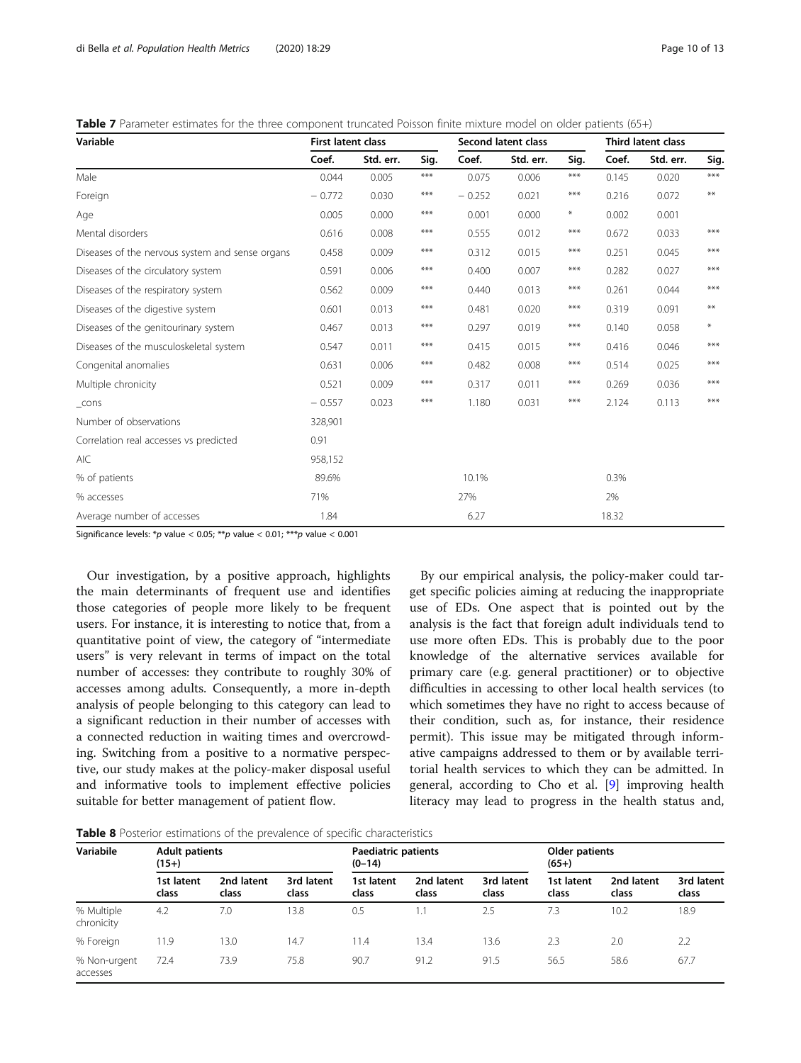**Table 7** Parameter estimates for the three component truncated Poisson finite mixture model on older patients (65+)

| Variable | First latent class | | | Second latent class | | | Third latent class | | |
|---|---|---|---|---|---|---|---|---|---|
| | Coef. | Std. err. | Sig. | Coef. | Std. err. | Sig. | Coef. | Std. err. | Sig. |
| Male | 0.044 | 0.005 | *** | 0.075 | 0.006 | *** | 0.145 | 0.020 | *** |
| Foreign | − 0.772 | 0.030 | *** | − 0.252 | 0.021 | *** | 0.216 | 0.072 | ** |
| Age | 0.005 | 0.000 | *** | 0.001 | 0.000 | * | 0.002 | 0.001 | |
| Mental disorders | 0.616 | 0.008 | *** | 0.555 | 0.012 | *** | 0.672 | 0.033 | *** |
| Diseases of the nervous system and sense organs | 0.458 | 0.009 | *** | 0.312 | 0.015 | *** | 0.251 | 0.045 | *** |
| Diseases of the circulatory system | 0.591 | 0.006 | *** | 0.400 | 0.007 | *** | 0.282 | 0.027 | *** |
| Diseases of the respiratory system | 0.562 | 0.009 | *** | 0.440 | 0.013 | *** | 0.261 | 0.044 | *** |
| Diseases of the digestive system | 0.601 | 0.013 | *** | 0.481 | 0.020 | *** | 0.319 | 0.091 | ** |
| Diseases of the genitourinary system | 0.467 | 0.013 | *** | 0.297 | 0.019 | *** | 0.140 | 0.058 | * |
| Diseases of the musculoskeletal system | 0.547 | 0.011 | *** | 0.415 | 0.015 | *** | 0.416 | 0.046 | *** |
| Congenital anomalies | 0.631 | 0.006 | *** | 0.482 | 0.008 | *** | 0.514 | 0.025 | *** |
| Multiple chronicity | 0.521 | 0.009 | *** | 0.317 | 0.011 | *** | 0.269 | 0.036 | *** |
| _cons | − 0.557 | 0.023 | *** | 1.180 | 0.031 | *** | 2.124 | 0.113 | *** |
| Number of observations | 328,901 | | | | | | | | |
| Correlation real accesses vs predicted | 0.91 | | | | | | | | |
| AIC | 958,152 | | | | | | | | |
| % of patients | 89.6% | | | 10.1% | | | 0.3% | | |
| % accesses | 71% | | | 27% | | | 2% | | |
| Average number of accesses | 1.84 | | | 6.27 | | | 18.32 | | |

Significance levels: *p value < 0.05; **p value < 0.01; ***p value < 0.001

Our investigation, by a positive approach, highlights the main determinants of frequent use and identifies those categories of people more likely to be frequent users. For instance, it is interesting to notice that, from a quantitative point of view, the category of "intermediate users" is very relevant in terms of impact on the total number of accesses: they contribute to roughly 30% of accesses among adults. Consequently, a more in-depth analysis of people belonging to this category can lead to a significant reduction in their number of accesses with a connected reduction in waiting times and overcrowding. Switching from a positive to a normative perspective, our study makes at the policy-maker disposal useful and informative tools to implement effective policies suitable for better management of patient flow.

By our empirical analysis, the policy-maker could target specific policies aiming at reducing the inappropriate use of EDs. One aspect that is pointed out by the analysis is the fact that foreign adult individuals tend to use more often EDs. This is probably due to the poor knowledge of the alternative services available for primary care (e.g. general practitioner) or to objective difficulties in accessing to other local health services (to which sometimes they have no right to access because of their condition, such as, for instance, their residence permit). This issue may be mitigated through informative campaigns addressed to them or by available territorial health services to which they can be admitted. In general, according to Cho et al. [9] improving health literacy may lead to progress in the health status and,

**Table 8** Posterior estimations of the prevalence of specific characteristics

| Variabile | Adult patients (15+) | | | Paediatric patients (0–14) | | | Older patients (65+) | | |
|---|---|---|---|---|---|---|---|---|---|
| | 1st latent class | 2nd latent class | 3rd latent class | 1st latent class | 2nd latent class | 3rd latent class | 1st latent class | 2nd latent class | 3rd latent class |
| % Multiple chronicity | 4.2 | 7.0 | 13.8 | 0.5 | 1.1 | 2.5 | 7.3 | 10.2 | 18.9 |
| % Foreign | 11.9 | 13.0 | 14.7 | 11.4 | 13.4 | 13.6 | 2.3 | 2.0 | 2.2 |
| % Non-urgent accesses | 72.4 | 73.9 | 75.8 | 90.7 | 91.2 | 91.5 | 56.5 | 58.6 | 67.7 |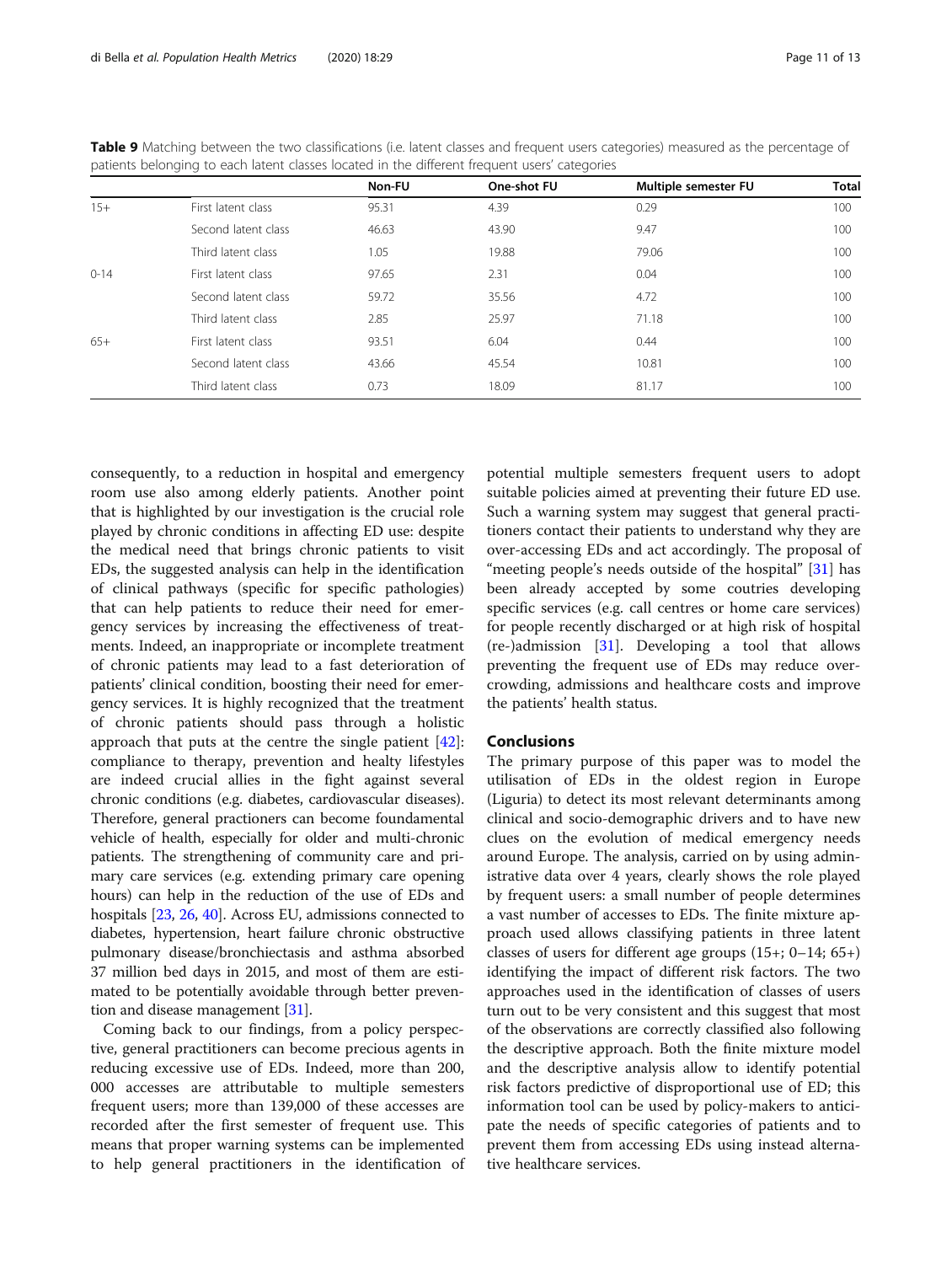**Table 9** Matching between the two classifications (i.e. latent classes and frequent users categories) measured as the percentage of patients belonging to each latent classes located in the different frequent users' categories

| | | Non-FU | One-shot FU | Multiple semester FU | Total |
|---|---|---|---|---|---|
| 15+ | First latent class | 95.31 | 4.39 | 0.29 | 100 |
| | Second latent class | 46.63 | 43.90 | 9.47 | 100 |
| | Third latent class | 1.05 | 19.88 | 79.06 | 100 |
| 0-14 | First latent class | 97.65 | 2.31 | 0.04 | 100 |
| | Second latent class | 59.72 | 35.56 | 4.72 | 100 |
| | Third latent class | 2.85 | 25.97 | 71.18 | 100 |
| 65+ | First latent class | 93.51 | 6.04 | 0.44 | 100 |
| | Second latent class | 43.66 | 45.54 | 10.81 | 100 |
| | Third latent class | 0.73 | 18.09 | 81.17 | 100 |

consequently, to a reduction in hospital and emergency room use also among elderly patients. Another point that is highlighted by our investigation is the crucial role played by chronic conditions in affecting ED use: despite the medical need that brings chronic patients to visit EDs, the suggested analysis can help in the identification of clinical pathways (specific for specific pathologies) that can help patients to reduce their need for emergency services by increasing the effectiveness of treatments. Indeed, an inappropriate or incomplete treatment of chronic patients may lead to a fast deterioration of patients' clinical condition, boosting their need for emergency services. It is highly recognized that the treatment of chronic patients should pass through a holistic approach that puts at the centre the single patient [42]: compliance to therapy, prevention and healty lifestyles are indeed crucial allies in the fight against several chronic conditions (e.g. diabetes, cardiovascular diseases). Therefore, general practioners can become foundamental vehicle of health, especially for older and multi-chronic patients. The strengthening of community care and primary care services (e.g. extending primary care opening hours) can help in the reduction of the use of EDs and hospitals [23, 26, 40]. Across EU, admissions connected to diabetes, hypertension, heart failure chronic obstructive pulmonary disease/bronchiectasis and asthma absorbed 37 million bed days in 2015, and most of them are estimated to be potentially avoidable through better prevention and disease management [31].

Coming back to our findings, from a policy perspective, general practitioners can become precious agents in reducing excessive use of EDs. Indeed, more than 200, 000 accesses are attributable to multiple semesters frequent users; more than 139,000 of these accesses are recorded after the first semester of frequent use. This means that proper warning systems can be implemented to help general practitioners in the identification of potential multiple semesters frequent users to adopt suitable policies aimed at preventing their future ED use. Such a warning system may suggest that general practitioners contact their patients to understand why they are over-accessing EDs and act accordingly. The proposal of "meeting people's needs outside of the hospital" [31] has been already accepted by some coutries developing specific services (e.g. call centres or home care services) for people recently discharged or at high risk of hospital (re-)admission [31]. Developing a tool that allows preventing the frequent use of EDs may reduce overcrowding, admissions and healthcare costs and improve the patients' health status.

## Conclusions

The primary purpose of this paper was to model the utilisation of EDs in the oldest region in Europe (Liguria) to detect its most relevant determinants among clinical and socio-demographic drivers and to have new clues on the evolution of medical emergency needs around Europe. The analysis, carried on by using administrative data over 4 years, clearly shows the role played by frequent users: a small number of people determines a vast number of accesses to EDs. The finite mixture approach used allows classifying patients in three latent classes of users for different age groups (15+; 0–14; 65+) identifying the impact of different risk factors. The two approaches used in the identification of classes of users turn out to be very consistent and this suggest that most of the observations are correctly classified also following the descriptive approach. Both the finite mixture model and the descriptive analysis allow to identify potential risk factors predictive of disproportional use of ED; this information tool can be used by policy-makers to anticipate the needs of specific categories of patients and to prevent them from accessing EDs using instead alternative healthcare services.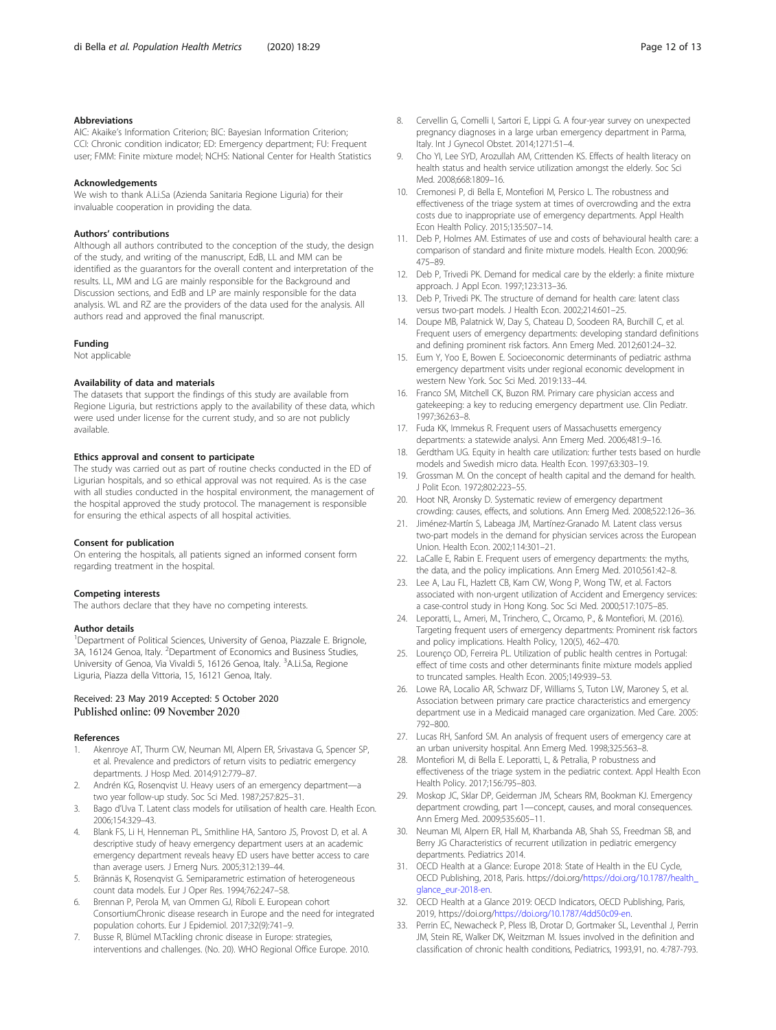### Abbreviations

AIC: Akaike's Information Criterion; BIC: Bayesian Information Criterion; CCI: Chronic condition indicator; ED: Emergency department; FU: Frequent user; FMM: Finite mixture model; NCHS: National Center for Health Statistics

### Acknowledgements

We wish to thank A.Li.Sa (Azienda Sanitaria Regione Liguria) for their invaluable cooperation in providing the data.

### Authors' contributions

Although all authors contributed to the conception of the study, the design of the study, and writing of the manuscript, EdB, LL and MM can be identified as the guarantors for the overall content and interpretation of the results. LL, MM and LG are mainly responsible for the Background and Discussion sections, and EdB and LP are mainly responsible for the data analysis. WL and RZ are the providers of the data used for the analysis. All authors read and approved the final manuscript.

### Funding

Not applicable

### Availability of data and materials

The datasets that support the findings of this study are available from Regione Liguria, but restrictions apply to the availability of these data, which were used under license for the current study, and so are not publicly available.

### Ethics approval and consent to participate

The study was carried out as part of routine checks conducted in the ED of Ligurian hospitals, and so ethical approval was not required. As is the case with all studies conducted in the hospital environment, the management of the hospital approved the study protocol. The management is responsible for ensuring the ethical aspects of all hospital activities.

### Consent for publication

On entering the hospitals, all patients signed an informed consent form regarding treatment in the hospital.

### Competing interests

The authors declare that they have no competing interests.

### Author details

[1]Department of Political Sciences, University of Genoa, Piazzale E. Brignole, 3A, 16124 Genoa, Italy. [2]Department of Economics and Business Studies, University of Genoa, Via Vivaldi 5, 16126 Genoa, Italy. [3]A.Li.Sa, Regione Liguria, Piazza della Vittoria, 15, 16121 Genoa, Italy.

Received: 23 May 2019 Accepted: 5 October 2020
Published online: 09 November 2020

### References

1. Akenroye AT, Thurm CW, Neuman MI, Alpern ER, Srivastava G, Spencer SP, et al. Prevalence and predictors of return visits to pediatric emergency departments. J Hosp Med. 2014;912:779–87.
2. Andrén KG, Rosenqvist U. Heavy users of an emergency department—a two year follow-up study. Soc Sci Med. 1987;257:825–31.
3. Bago d'Uva T. Latent class models for utilisation of health care. Health Econ. 2006;154:329–43.
4. Blank FS, Li H, Henneman PL, Smithline HA, Santoro JS, Provost D, et al. A descriptive study of heavy emergency department users at an academic emergency department reveals heavy ED users have better access to care than average users. J Emerg Nurs. 2005;312:139–44.
5. Brännäs K, Rosenqvist G. Semiparametric estimation of heterogeneous count data models. Eur J Oper Res. 1994;762:247–58.
6. Brennan P, Perola M, van Ommen GJ, Riboli E. European cohort ConsortiumChronic disease research in Europe and the need for integrated population cohorts. Eur J Epidemiol. 2017;32(9):741–9.
7. Busse R, Blümel M.Tackling chronic disease in Europe: strategies, interventions and challenges. (No. 20). WHO Regional Office Europe. 2010.
8. Cervellin G, Comelli I, Sartori E, Lippi G. A four-year survey on unexpected pregnancy diagnoses in a large urban emergency department in Parma, Italy. Int J Gynecol Obstet. 2014;1271:51–4.
9. Cho YI, Lee SYD, Arozullah AM, Crittenden KS. Effects of health literacy on health status and health service utilization amongst the elderly. Soc Sci Med. 2008;668:1809–16.
10. Cremonesi P, di Bella E, Montefiori M, Persico L. The robustness and effectiveness of the triage system at times of overcrowding and the extra costs due to inappropriate use of emergency departments. Appl Health Econ Health Policy. 2015;135:507–14.
11. Deb P, Holmes AM. Estimates of use and costs of behavioural health care: a comparison of standard and finite mixture models. Health Econ. 2000;96:475–89.
12. Deb P, Trivedi PK. Demand for medical care by the elderly: a finite mixture approach. J Appl Econ. 1997;123:313–36.
13. Deb P, Trivedi PK. The structure of demand for health care: latent class versus two-part models. J Health Econ. 2002;214:601–25.
14. Doupe MB, Palatnick W, Day S, Chateau D, Soodeen RA, Burchill C, et al. Frequent users of emergency departments: developing standard definitions and defining prominent risk factors. Ann Emerg Med. 2012;601:24–32.
15. Eum Y, Yoo E, Bowen E. Socioeconomic determinants of pediatric asthma emergency department visits under regional economic development in western New York. Soc Sci Med. 2019:133–44.
16. Franco SM, Mitchell CK, Buzon RM. Primary care physician access and gatekeeping: a key to reducing emergency department use. Clin Pediatr. 1997;362:63–8.
17. Fuda KK, Immekus R. Frequent users of Massachusetts emergency departments: a statewide analysi. Ann Emerg Med. 2006;481:9–16.
18. Gerdtham UG. Equity in health care utilization: further tests based on hurdle models and Swedish micro data. Health Econ. 1997;63:303–19.
19. Grossman M. On the concept of health capital and the demand for health. J Polit Econ. 1972;802:223–55.
20. Hoot NR, Aronsky D. Systematic review of emergency department crowding: causes, effects, and solutions. Ann Emerg Med. 2008;522:126–36.
21. Jiménez-Martín S, Labeaga JM, Martínez-Granado M. Latent class versus two-part models in the demand for physician services across the European Union. Health Econ. 2002;114:301–21.
22. LaCalle E, Rabin E. Frequent users of emergency departments: the myths, the data, and the policy implications. Ann Emerg Med. 2010;561:42–8.
23. Lee A, Lau FL, Hazlett CB, Kam CW, Wong P, Wong TW, et al. Factors associated with non-urgent utilization of Accident and Emergency services: a case-control study in Hong Kong. Soc Sci Med. 2000;517:1075–85.
24. Leporatti, L., Ameri, M., Trinchero, C., Orcamo, P., & Montefiori, M. (2016). Targeting frequent users of emergency departments: Prominent risk factors and policy implications. Health Policy, 120(5), 462–470.
25. Lourenço OD, Ferreira PL. Utilization of public health centres in Portugal: effect of time costs and other determinants finite mixture models applied to truncated samples. Health Econ. 2005;149:939–53.
26. Lowe RA, Localio AR, Schwarz DF, Williams S, Tuton LW, Maroney S, et al. Association between primary care practice characteristics and emergency department use in a Medicaid managed care organization. Med Care. 2005: 792–800.
27. Lucas RH, Sanford SM. An analysis of frequent users of emergency care at an urban university hospital. Ann Emerg Med. 1998;325:563–8.
28. Montefiori M, di Bella E. Leporatti, L, & Petralia, P robustness and effectiveness of the triage system in the pediatric context. Appl Health Econ Health Policy. 2017;156:795–803.
29. Moskop JC, Sklar DP, Geiderman JM, Schears RM, Bookman KJ. Emergency department crowding, part 1—concept, causes, and moral consequences. Ann Emerg Med. 2009;535:605–11.
30. Neuman MI, Alpern ER, Hall M, Kharbanda AB, Shah SS, Freedman SB, and Berry JG Characteristics of recurrent utilization in pediatric emergency departments. Pediatrics 2014.
31. OECD Health at a Glance: Europe 2018: State of Health in the EU Cycle, OECD Publishing, 2018, Paris. https://doi.org/https://doi.org/10.1787/health_glance_eur-2018-en.
32. OECD Health at a Glance 2019: OECD Indicators, OECD Publishing, Paris, 2019, https://doi.org/https://doi.org/10.1787/4dd50c09-en.
33. Perrin EC, Newacheck P, Pless IB, Drotar D, Gortmaker SL, Leventhal J, Perrin JM, Stein RE, Walker DK, Weitzman M. Issues involved in the definition and classification of chronic health conditions, Pediatrics, 1993,91, no. 4:787-793.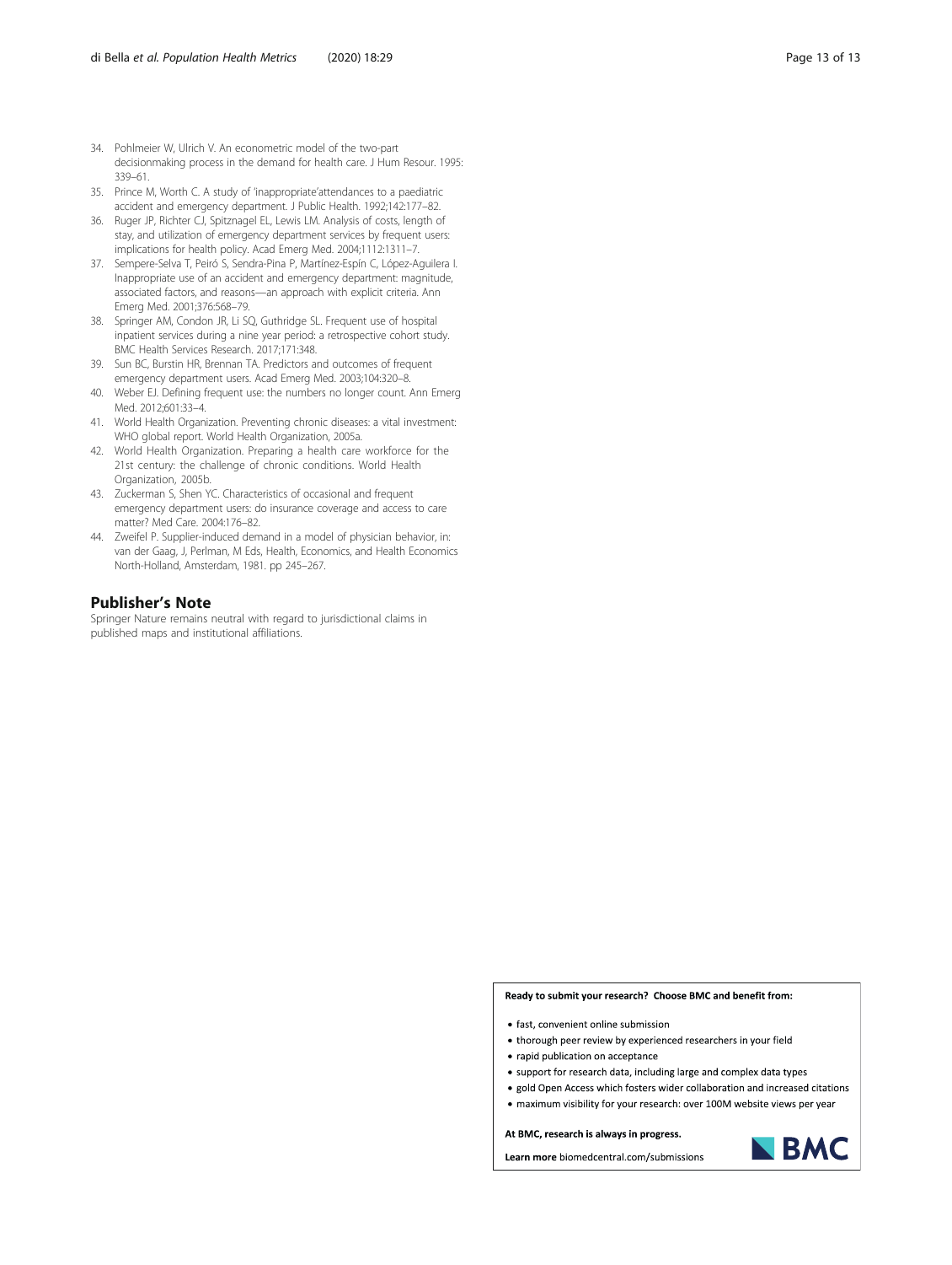34. Pohlmeier W, Ulrich V. An econometric model of the two-part decisionmaking process in the demand for health care. J Hum Resour. 1995: 339–61.
35. Prince M, Worth C. A study of 'inappropriate'attendances to a paediatric accident and emergency department. J Public Health. 1992;142:177–82.
36. Ruger JP, Richter CJ, Spitznagel EL, Lewis LM. Analysis of costs, length of stay, and utilization of emergency department services by frequent users: implications for health policy. Acad Emerg Med. 2004;1112:1311–7.
37. Sempere-Selva T, Peiró S, Sendra-Pina P, Martínez-Espín C, López-Aguilera I. Inappropriate use of an accident and emergency department: magnitude, associated factors, and reasons—an approach with explicit criteria. Ann Emerg Med. 2001;376:568–79.
38. Springer AM, Condon JR, Li SQ, Guthridge SL. Frequent use of hospital inpatient services during a nine year period: a retrospective cohort study. BMC Health Services Research. 2017;171:348.
39. Sun BC, Burstin HR, Brennan TA. Predictors and outcomes of frequent emergency department users. Acad Emerg Med. 2003;104:320–8.
40. Weber EJ. Defining frequent use: the numbers no longer count. Ann Emerg Med. 2012;601:33–4.
41. World Health Organization. Preventing chronic diseases: a vital investment: WHO global report. World Health Organization, 2005a.
42. World Health Organization. Preparing a health care workforce for the 21st century: the challenge of chronic conditions. World Health Organization, 2005b.
43. Zuckerman S, Shen YC. Characteristics of occasional and frequent emergency department users: do insurance coverage and access to care matter? Med Care. 2004:176–82.
44. Zweifel P. Supplier-induced demand in a model of physician behavior, in: van der Gaag, J, Perlman, M Eds, Health, Economics, and Health Economics North-Holland, Amsterdam, 1981. pp 245–267.

## Publisher's Note

Springer Nature remains neutral with regard to jurisdictional claims in published maps and institutional affiliations.

**Ready to submit your research? Choose BMC and benefit from:**

- fast, convenient online submission
- thorough peer review by experienced researchers in your field
- rapid publication on acceptance
- support for research data, including large and complex data types
- gold Open Access which fosters wider collaboration and increased citations
- maximum visibility for your research: over 100M website views per year

**At BMC, research is always in progress.**

**Learn more** biomedcentral.com/submissions

BMC